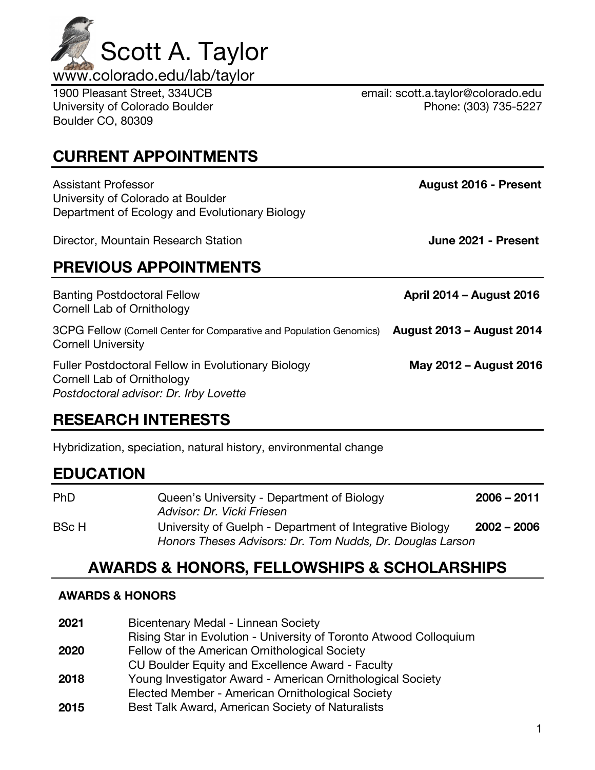# Scott A. Taylor

www.colorado.edu/lab/taylor

1900 Pleasant Street, 334UCB
University of Colorado Boulder
Boulder CO, 80309

email: scott.a.taylor@colorado.edu
Phone: (303) 735-5227

## CURRENT APPOINTMENTS

Assistant Professor **August 2016 - Present**
University of Colorado at Boulder
Department of Ecology and Evolutionary Biology

Director, Mountain Research Station **June 2021 - Present**

## PREVIOUS APPOINTMENTS

Banting Postdoctoral Fellow **April 2014 – August 2016**
Cornell Lab of Ornithology

3CPG Fellow (Cornell Center for Comparative and Population Genomics) **August 2013 – August 2014**
Cornell University

Fuller Postdoctoral Fellow in Evolutionary Biology **May 2012 – August 2016**
Cornell Lab of Ornithology
*Postdoctoral advisor: Dr. Irby Lovette*

## RESEARCH INTERESTS

Hybridization, speciation, natural history, environmental change

## EDUCATION

| | | |
|---|---|---|
| PhD | Queen's University - Department of Biology<br>*Advisor: Dr. Vicki Friesen* | **2006 – 2011** |
| BSc H | University of Guelph - Department of Integrative Biology<br>*Honors Theses Advisors: Dr. Tom Nudds, Dr. Douglas Larson* | **2002 – 2006** |

## AWARDS & HONORS, FELLOWSHIPS & SCHOLARSHIPS

### AWARDS & HONORS

| | |
|---|---|
| **2021** | Bicentenary Medal - Linnean Society |
| | Rising Star in Evolution - University of Toronto Atwood Colloquium |
| **2020** | Fellow of the American Ornithological Society |
| | CU Boulder Equity and Excellence Award - Faculty |
| **2018** | Young Investigator Award - American Ornithological Society |
| | Elected Member - American Ornithological Society |
| **2015** | Best Talk Award, American Society of Naturalists |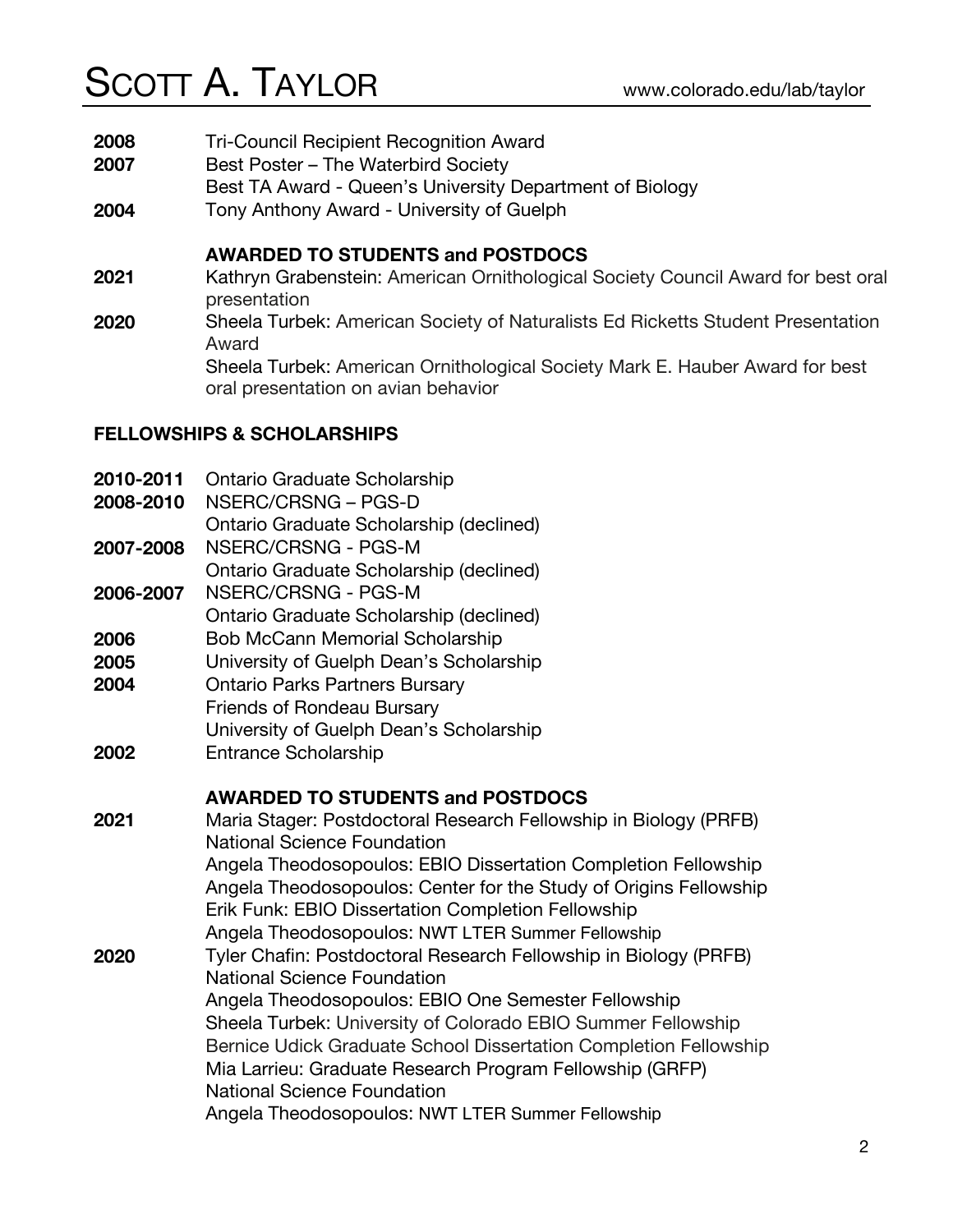**2008** Tri-Council Recipient Recognition Award

**2007** Best Poster – The Waterbird Society
Best TA Award - Queen's University Department of Biology

**2004** Tony Anthony Award - University of Guelph

**AWARDED TO STUDENTS and POSTDOCS**

**2021** Kathryn Grabenstein: American Ornithological Society Council Award for best oral presentation

**2020** Sheela Turbek: American Society of Naturalists Ed Ricketts Student Presentation Award
Sheela Turbek: American Ornithological Society Mark E. Hauber Award for best oral presentation on avian behavior

## FELLOWSHIPS & SCHOLARSHIPS

**2010-2011** Ontario Graduate Scholarship

**2008-2010** NSERC/CRSNG – PGS-D
Ontario Graduate Scholarship (declined)

**2007-2008** NSERC/CRSNG - PGS-M
Ontario Graduate Scholarship (declined)

**2006-2007** NSERC/CRSNG - PGS-M
Ontario Graduate Scholarship (declined)

**2006** Bob McCann Memorial Scholarship

**2005** University of Guelph Dean's Scholarship

**2004** Ontario Parks Partners Bursary
Friends of Rondeau Bursary
University of Guelph Dean's Scholarship

**2002** Entrance Scholarship

**AWARDED TO STUDENTS and POSTDOCS**

**2021** Maria Stager: Postdoctoral Research Fellowship in Biology (PRFB) National Science Foundation
Angela Theodosopoulos: EBIO Dissertation Completion Fellowship
Angela Theodosopoulos: Center for the Study of Origins Fellowship
Erik Funk: EBIO Dissertation Completion Fellowship
Angela Theodosopoulos: NWT LTER Summer Fellowship

**2020** Tyler Chafin: Postdoctoral Research Fellowship in Biology (PRFB) National Science Foundation
Angela Theodosopoulos: EBIO One Semester Fellowship
Sheela Turbek: University of Colorado EBIO Summer Fellowship
Bernice Udick Graduate School Dissertation Completion Fellowship
Mia Larrieu: Graduate Research Program Fellowship (GRFP) National Science Foundation
Angela Theodosopoulos: NWT LTER Summer Fellowship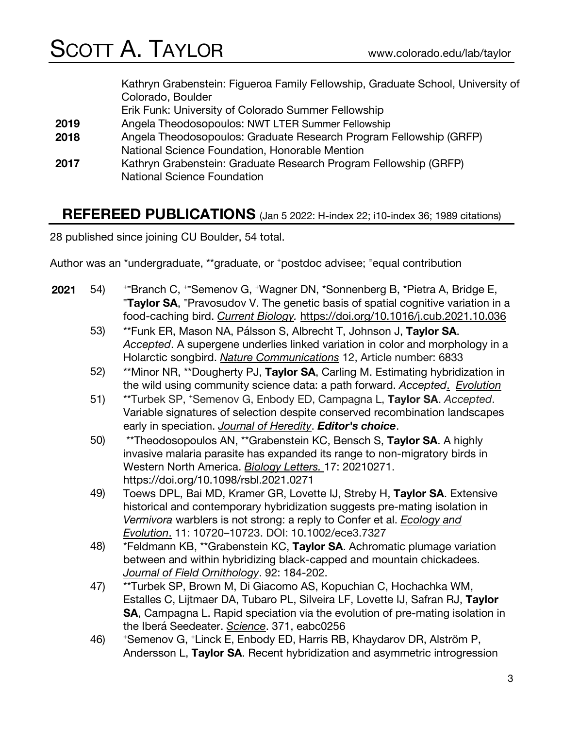| | |
|---|---|
| | Kathryn Grabenstein: Figueroa Family Fellowship, Graduate School, University of Colorado, Boulder |
| | Erik Funk: University of Colorado Summer Fellowship |
| **2019** | Angela Theodosopoulos: NWT LTER Summer Fellowship |
| **2018** | Angela Theodosopoulos: Graduate Research Program Fellowship (GRFP) National Science Foundation, Honorable Mention |
| **2017** | Kathryn Grabenstein: Graduate Research Program Fellowship (GRFP) National Science Foundation |

## REFEREED PUBLICATIONS (Jan 5 2022: H-index 22; i10-index 36; 1989 citations)

28 published since joining CU Boulder, 54 total.

Author was an \*undergraduate, \*\*graduate, or ⁺postdoc advisee; ⁼equal contribution

**2021**

54) ⁺⁼Branch C, ⁺⁼Semenov G, ⁺Wagner DN, \*Sonnenberg B, \*Pietra A, Bridge E, ⁼**Taylor SA**, ⁼Pravosudov V. The genetic basis of spatial cognitive variation in a food-caching bird. *Current Biology.* https://doi.org/10.1016/j.cub.2021.10.036

53) \*\*Funk ER, Mason NA, Pálsson S, Albrecht T, Johnson J, **Taylor SA**. *Accepted*. A supergene underlies linked variation in color and morphology in a Holarctic songbird. *Nature Communications* 12, Article number: 6833

52) \*\*Minor NR, \*\*Dougherty PJ, **Taylor SA**, Carling M. Estimating hybridization in the wild using community science data: a path forward. *Accepted*. *Evolution*

51) \*\*Turbek SP, ⁺Semenov G, Enbody ED, Campagna L, **Taylor SA**. *Accepted*. Variable signatures of selection despite conserved recombination landscapes early in speciation. *Journal of Heredity*. ***Editor's choice***.

50) \*\*Theodosopoulos AN, \*\*Grabenstein KC, Bensch S, **Taylor SA**. A highly invasive malaria parasite has expanded its range to non-migratory birds in Western North America. *Biology Letters.* 17: 20210271. https://doi.org/10.1098/rsbl.2021.0271

49) Toews DPL, Bai MD, Kramer GR, Lovette IJ, Streby H, **Taylor SA**. Extensive historical and contemporary hybridization suggests pre-mating isolation in *Vermivora* warblers is not strong: a reply to Confer et al. *Ecology and Evolution*. 11: 10720–10723. DOI: 10.1002/ece3.7327

48) \*Feldmann KB, \*\*Grabenstein KC, **Taylor SA**. Achromatic plumage variation between and within hybridizing black-capped and mountain chickadees. *Journal of Field Ornithology*. 92: 184-202.

47) \*\*Turbek SP, Brown M, Di Giacomo AS, Kopuchian C, Hochachka WM, Estalles C, Lijtmaer DA, Tubaro PL, Silveira LF, Lovette IJ, Safran RJ, **Taylor SA**, Campagna L. Rapid speciation via the evolution of pre-mating isolation in the Iberá Seedeater. *Science*. 371, eabc0256

46) ⁺Semenov G, ⁺Linck E, Enbody ED, Harris RB, Khaydarov DR, Alström P, Andersson L, **Taylor SA**. Recent hybridization and asymmetric introgression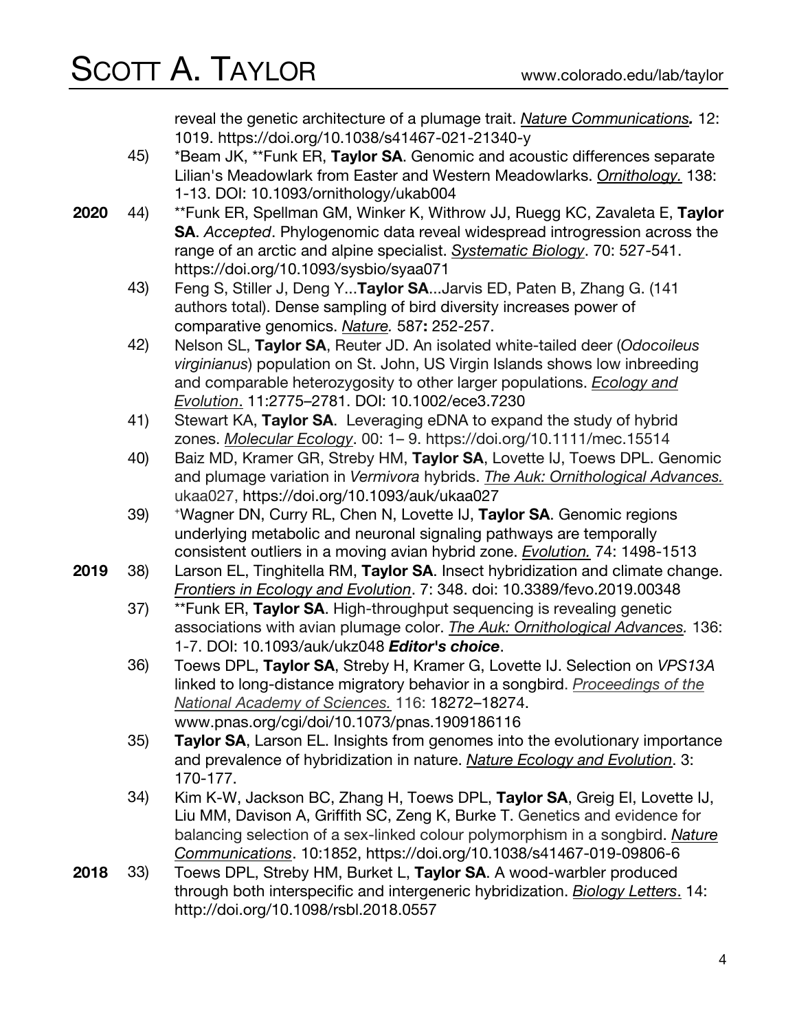reveal the genetic architecture of a plumage trait. *Nature Communications.* 12: 1019. https://doi.org/10.1038/s41467-021-21340-y

45) *Beam JK, **Funk ER, **Taylor SA**. Genomic and acoustic differences separate Lilian's Meadowlark from Easter and Western Meadowlarks. *Ornithology.* 138: 1-13. DOI: 10.1093/ornithology/ukab004

**2020**

44) **Funk ER, Spellman GM, Winker K, Withrow JJ, Ruegg KC, Zavaleta E, **Taylor SA**. *Accepted*. Phylogenomic data reveal widespread introgression across the range of an arctic and alpine specialist. *Systematic Biology*. 70: 527-541. https://doi.org/10.1093/sysbio/syaa071

43) Feng S, Stiller J, Deng Y...**Taylor SA**...Jarvis ED, Paten B, Zhang G. (141 authors total). Dense sampling of bird diversity increases power of comparative genomics. *Nature.* 587**:** 252-257.

42) Nelson SL, **Taylor SA**, Reuter JD. An isolated white-tailed deer (*Odocoileus virginianus*) population on St. John, US Virgin Islands shows low inbreeding and comparable heterozygosity to other larger populations. *Ecology and Evolution*. 11:2775–2781. DOI: 10.1002/ece3.7230

41) Stewart KA, **Taylor SA**. Leveraging eDNA to expand the study of hybrid zones. *Molecular Ecology*. 00: 1– 9. https://doi.org/10.1111/mec.15514

40) Baiz MD, Kramer GR, Streby HM, **Taylor SA**, Lovette IJ, Toews DPL. Genomic and plumage variation in *Vermivora* hybrids. *The Auk: Ornithological Advances.* ukaa027, https://doi.org/10.1093/auk/ukaa027

39) [+]Wagner DN, Curry RL, Chen N, Lovette IJ, **Taylor SA**. Genomic regions underlying metabolic and neuronal signaling pathways are temporally consistent outliers in a moving avian hybrid zone. *Evolution.* 74: 1498-1513

**2019**

38) Larson EL, Tinghitella RM, **Taylor SA**. Insect hybridization and climate change. *Frontiers in Ecology and Evolution*. 7: 348. doi: 10.3389/fevo.2019.00348

37) **Funk ER, **Taylor SA**. High-throughput sequencing is revealing genetic associations with avian plumage color. *The Auk: Ornithological Advances.* 136: 1-7. DOI: 10.1093/auk/ukz048 ***Editor's choice***.

36) Toews DPL, **Taylor SA**, Streby H, Kramer G, Lovette IJ. Selection on *VPS13A* linked to long-distance migratory behavior in a songbird. *Proceedings of the National Academy of Sciences.* 116: 18272–18274. www.pnas.org/cgi/doi/10.1073/pnas.1909186116

35) **Taylor SA**, Larson EL. Insights from genomes into the evolutionary importance and prevalence of hybridization in nature. *Nature Ecology and Evolution*. 3: 170-177.

34) Kim K-W, Jackson BC, Zhang H, Toews DPL, **Taylor SA**, Greig EI, Lovette IJ, Liu MM, Davison A, Griffith SC, Zeng K, Burke T. Genetics and evidence for balancing selection of a sex-linked colour polymorphism in a songbird. *Nature Communications*. 10:1852, https://doi.org/10.1038/s41467-019-09806-6

**2018**

33) Toews DPL, Streby HM, Burket L, **Taylor SA**. A wood-warbler produced through both interspecific and intergeneric hybridization. *Biology Letters*. 14: http://doi.org/10.1098/rsbl.2018.0557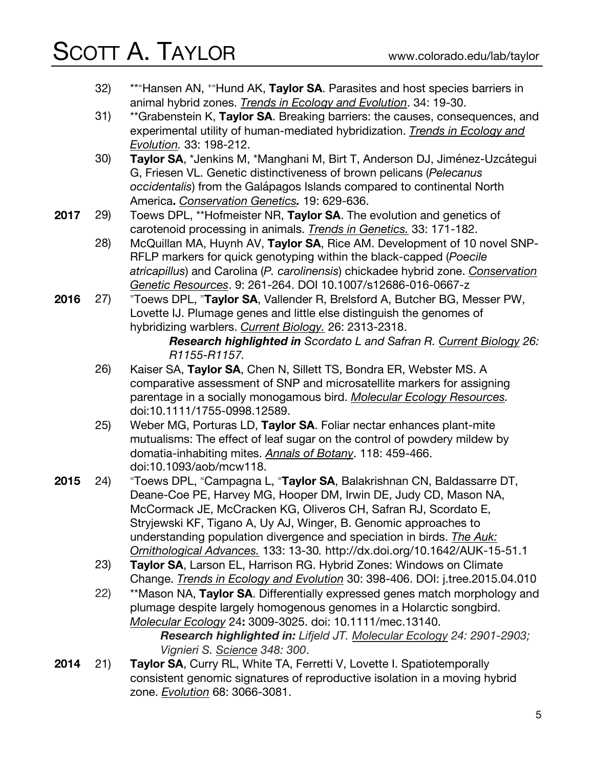32) **⁼Hansen AN, ⁺⁼Hund AK, **Taylor SA**. Parasites and host species barriers in animal hybrid zones. *Trends in Ecology and Evolution*. 34: 19-30.

31) **Grabenstein K, **Taylor SA**. Breaking barriers: the causes, consequences, and experimental utility of human-mediated hybridization. *Trends in Ecology and Evolution.* 33: 198-212.

30) **Taylor SA**, *Jenkins M, *Manghani M, Birt T, Anderson DJ, Jiménez-Uzcátegui G, Friesen VL. Genetic distinctiveness of brown pelicans (*Pelecanus occidentalis*) from the Galápagos Islands compared to continental North America**.** ***Conservation Genetics.*** 19: 629-636.

**2017**

29) Toews DPL, **Hofmeister NR, **Taylor SA**. The evolution and genetics of carotenoid processing in animals. *Trends in Genetics.* 33: 171-182.

28) McQuillan MA, Huynh AV, **Taylor SA**, Rice AM. Development of 10 novel SNP-RFLP markers for quick genotyping within the black-capped (*Poecile atricapillus*) and Carolina (*P. carolinensis*) chickadee hybrid zone. *Conservation Genetic Resources*. 9: 261-264. DOI 10.1007/s12686-016-0667-z

**2016**

27) ⁼Toews DPL, ⁼**Taylor SA**, Vallender R, Brelsford A, Butcher BG, Messer PW, Lovette IJ. Plumage genes and little else distinguish the genomes of hybridizing warblers. *Current Biology.* 26: 2313-2318.
***Research highlighted in*** *Scordato L and Safran R. Current Biology 26: R1155-R1157.*

26) Kaiser SA, **Taylor SA**, Chen N, Sillett TS, Bondra ER, Webster MS. A comparative assessment of SNP and microsatellite markers for assigning parentage in a socially monogamous bird. *Molecular Ecology Resources.* doi:10.1111/1755-0998.12589.

25) Weber MG, Porturas LD, **Taylor SA**. Foliar nectar enhances plant-mite mutualisms: The effect of leaf sugar on the control of powdery mildew by domatia-inhabiting mites. *Annals of Botany*. 118: 459-466. doi:10.1093/aob/mcw118.

**2015**

24) ⁼Toews DPL, ⁼Campagna L, ⁼**Taylor SA**, Balakrishnan CN, Baldassarre DT, Deane-Coe PE, Harvey MG, Hooper DM, Irwin DE, Judy CD, Mason NA, McCormack JE, McCracken KG, Oliveros CH, Safran RJ, Scordato E, Stryjewski KF, Tigano A, Uy AJ, Winger, B. Genomic approaches to understanding population divergence and speciation in birds. *The Auk: Ornithological Advances.* 133: 13-30*.* http://dx.doi.org/10.1642/AUK-15-51.1

23) **Taylor SA**, Larson EL, Harrison RG. Hybrid Zones: Windows on Climate Change. *Trends in Ecology and Evolution* 30: 398-406. DOI: j.tree.2015.04.010

22) **Mason NA, **Taylor SA**. Differentially expressed genes match morphology and plumage despite largely homogenous genomes in a Holarctic songbird. *Molecular Ecology* 24**:** 3009-3025. doi: 10.1111/mec.13140.
***Research highlighted in:*** *Lifjeld JT. Molecular Ecology 24: 2901-2903; Vignieri S. Science 348: 300*.

**2014**

21) **Taylor SA**, Curry RL, White TA, Ferretti V, Lovette I. Spatiotemporally consistent genomic signatures of reproductive isolation in a moving hybrid zone. *Evolution* 68: 3066-3081.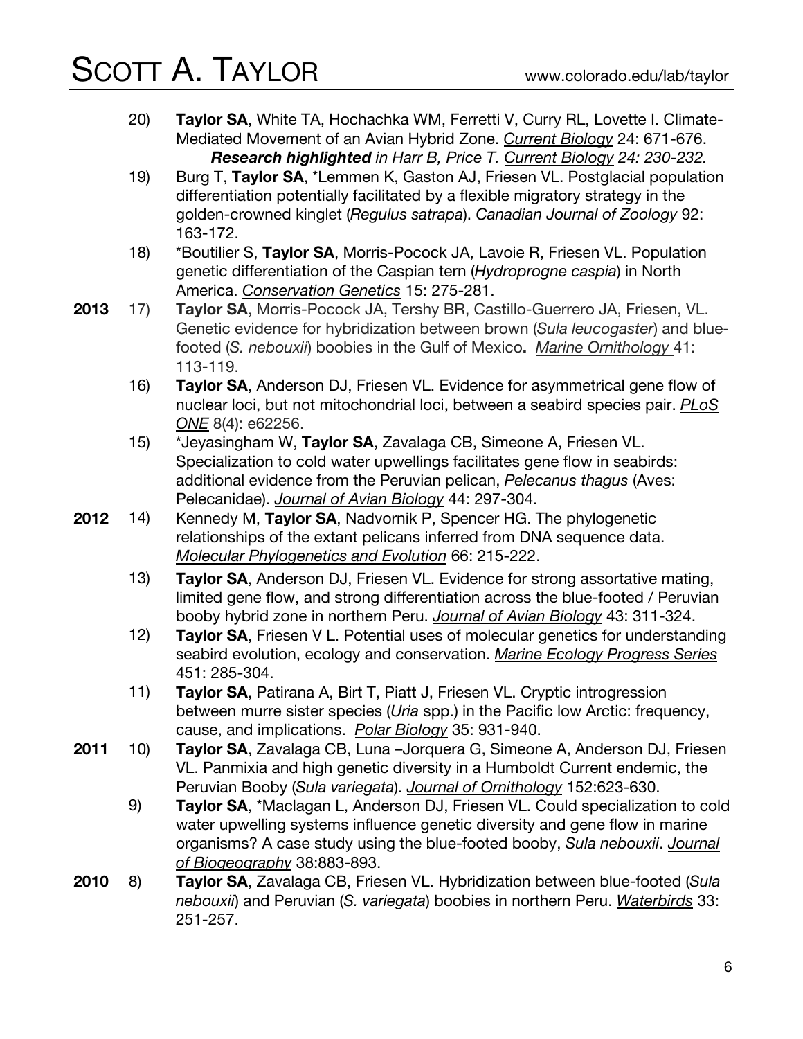20) **Taylor SA**, White TA, Hochachka WM, Ferretti V, Curry RL, Lovette I. Climate-Mediated Movement of an Avian Hybrid Zone. *Current Biology* 24: 671-676.
    ***Research highlighted*** *in Harr B, Price T. Current Biology 24: 230-232.*

19) Burg T, **Taylor SA**, *Lemmen K, Gaston AJ, Friesen VL. Postglacial population differentiation potentially facilitated by a flexible migratory strategy in the golden-crowned kinglet (*Regulus satrapa*). *Canadian Journal of Zoology* 92: 163-172.

18) *Boutilier S, **Taylor SA**, Morris-Pocock JA, Lavoie R, Friesen VL. Population genetic differentiation of the Caspian tern (*Hydroprogne caspia*) in North America. *Conservation Genetics* 15: 275-281.

**2013**

17) **Taylor SA**, Morris-Pocock JA, Tershy BR, Castillo-Guerrero JA, Friesen, VL. Genetic evidence for hybridization between brown (*Sula leucogaster*) and blue-footed (*S. nebouxii*) boobies in the Gulf of Mexico**.** *Marine Ornithology* 41: 113-119.

16) **Taylor SA**, Anderson DJ, Friesen VL. Evidence for asymmetrical gene flow of nuclear loci, but not mitochondrial loci, between a seabird species pair. *PLoS ONE* 8(4): e62256.

15) *Jeyasingham W, **Taylor SA**, Zavalaga CB, Simeone A, Friesen VL. Specialization to cold water upwellings facilitates gene flow in seabirds: additional evidence from the Peruvian pelican, *Pelecanus thagus* (Aves: Pelecanidae). *Journal of Avian Biology* 44: 297-304.

**2012**

14) Kennedy M, **Taylor SA**, Nadvornik P, Spencer HG. The phylogenetic relationships of the extant pelicans inferred from DNA sequence data. *Molecular Phylogenetics and Evolution* 66: 215-222.

13) **Taylor SA**, Anderson DJ, Friesen VL. Evidence for strong assortative mating, limited gene flow, and strong differentiation across the blue-footed / Peruvian booby hybrid zone in northern Peru. *Journal of Avian Biology* 43: 311-324.

12) **Taylor SA**, Friesen V L. Potential uses of molecular genetics for understanding seabird evolution, ecology and conservation. *Marine Ecology Progress Series* 451: 285-304.

11) **Taylor SA**, Patirana A, Birt T, Piatt J, Friesen VL. Cryptic introgression between murre sister species (*Uria* spp.) in the Pacific low Arctic: frequency, cause, and implications. *Polar Biology* 35: 931-940.

**2011**

10) **Taylor SA**, Zavalaga CB, Luna –Jorquera G, Simeone A, Anderson DJ, Friesen VL. Panmixia and high genetic diversity in a Humboldt Current endemic, the Peruvian Booby (*Sula variegata*). *Journal of Ornithology* 152:623-630.

9) **Taylor SA**, *Maclagan L, Anderson DJ, Friesen VL. Could specialization to cold water upwelling systems influence genetic diversity and gene flow in marine organisms? A case study using the blue-footed booby, *Sula nebouxii*. *Journal of Biogeography* 38:883-893.

**2010**

8) **Taylor SA**, Zavalaga CB, Friesen VL. Hybridization between blue-footed (*Sula nebouxii*) and Peruvian (*S. variegata*) boobies in northern Peru. *Waterbirds* 33: 251-257.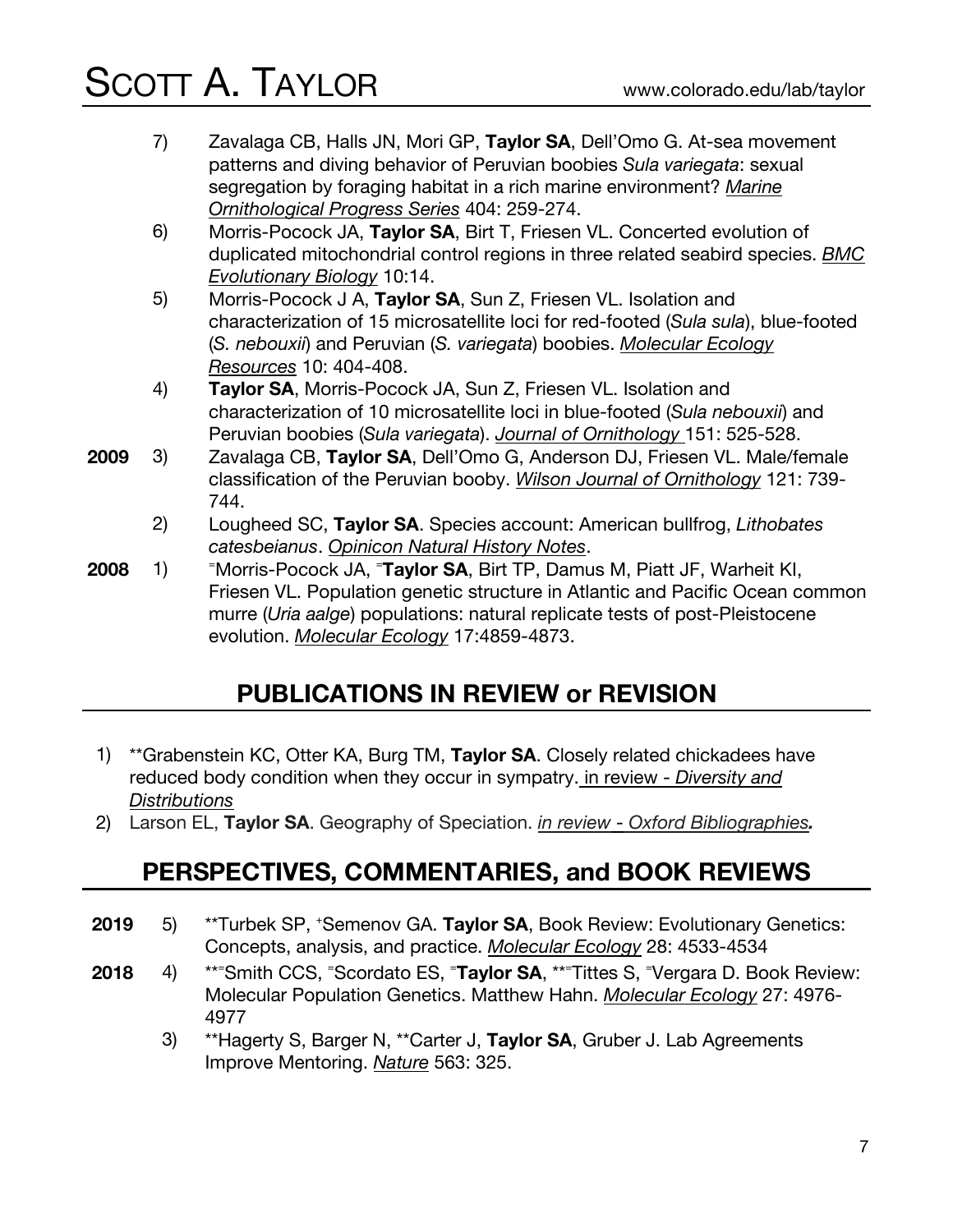7) Zavalaga CB, Halls JN, Mori GP, **Taylor SA**, Dell'Omo G. At-sea movement patterns and diving behavior of Peruvian boobies *Sula variegata*: sexual segregation by foraging habitat in a rich marine environment? *Marine Ornithological Progress Series* 404: 259-274.

6) Morris-Pocock JA, **Taylor SA**, Birt T, Friesen VL. Concerted evolution of duplicated mitochondrial control regions in three related seabird species. *BMC Evolutionary Biology* 10:14.

5) Morris-Pocock J A, **Taylor SA**, Sun Z, Friesen VL. Isolation and characterization of 15 microsatellite loci for red-footed (*Sula sula*), blue-footed (*S. nebouxii*) and Peruvian (*S. variegata*) boobies. *Molecular Ecology Resources* 10: 404-408.

4) **Taylor SA**, Morris-Pocock JA, Sun Z, Friesen VL. Isolation and characterization of 10 microsatellite loci in blue-footed (*Sula nebouxii*) and Peruvian boobies (*Sula variegata*). *Journal of Ornithology* 151: 525-528.

**2009** 3) Zavalaga CB, **Taylor SA**, Dell'Omo G, Anderson DJ, Friesen VL. Male/female classification of the Peruvian booby. *Wilson Journal of Ornithology* 121: 739-744.

2) Lougheed SC, **Taylor SA**. Species account: American bullfrog, *Lithobates catesbeianus*. *Opinicon Natural History Notes*.

**2008** 1) [=]Morris-Pocock JA, [=]**Taylor SA**, Birt TP, Damus M, Piatt JF, Warheit KI, Friesen VL. Population genetic structure in Atlantic and Pacific Ocean common murre (*Uria aalge*) populations: natural replicate tests of post-Pleistocene evolution. *Molecular Ecology* 17:4859-4873.

## PUBLICATIONS IN REVIEW or REVISION

1) **Grabenstein KC, Otter KA, Burg TM, **Taylor SA**. Closely related chickadees have reduced body condition when they occur in sympatry. in review - *Diversity and Distributions*
2) Larson EL, **Taylor SA**. Geography of Speciation. *in review - Oxford Bibliographies.*

## PERSPECTIVES, COMMENTARIES, and BOOK REVIEWS

**2019** 5) **Turbek SP, [+]Semenov GA. **Taylor SA**, Book Review: Evolutionary Genetics: Concepts, analysis, and practice. *Molecular Ecology* 28: 4533-4534

**2018** 4) **[=]Smith CCS, [=]Scordato ES, [=]**Taylor SA**, **[=]Tittes S, [=]Vergara D. Book Review: Molecular Population Genetics. Matthew Hahn. *Molecular Ecology* 27: 4976-4977

3) **Hagerty S, Barger N, **Carter J, **Taylor SA**, Gruber J. Lab Agreements Improve Mentoring. *Nature* 563: 325.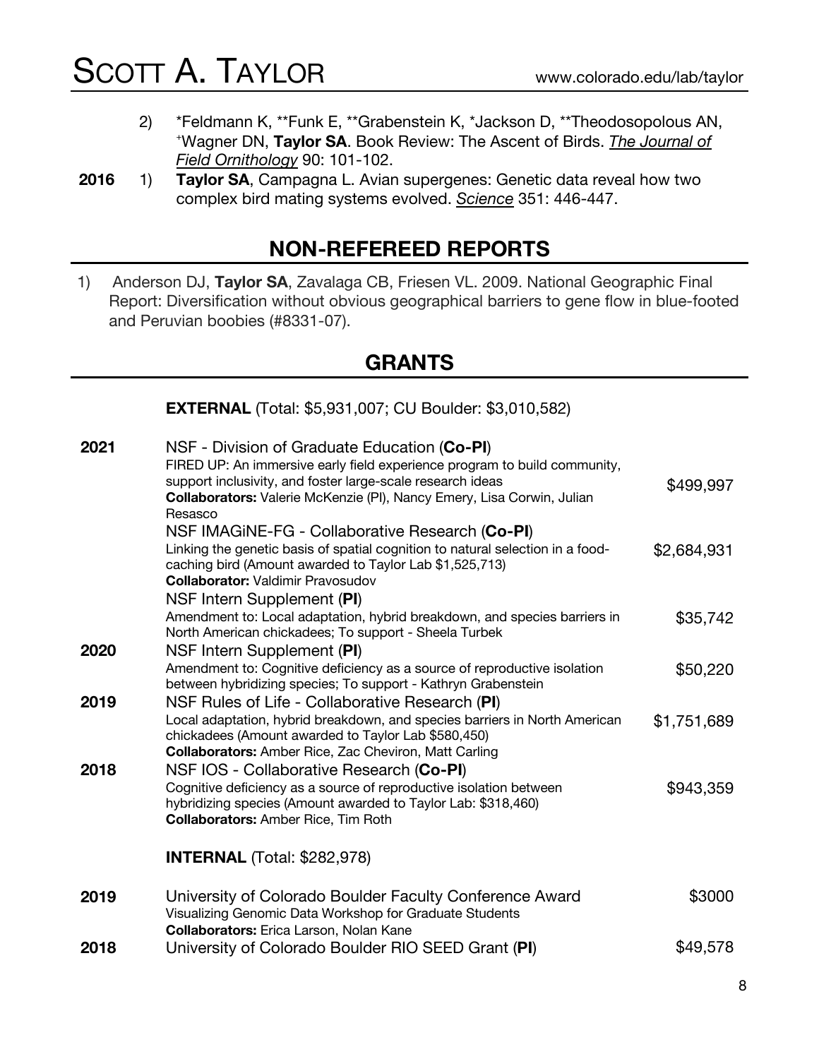2) *Feldmann K, **Funk E, **Grabenstein K, *Jackson D, **Theodosopolous AN, [+]Wagner DN, **Taylor SA**. Book Review: The Ascent of Birds. *The Journal of Field Ornithology* 90: 101-102.

**2016** 1) **Taylor SA**, Campagna L. Avian supergenes: Genetic data reveal how two complex bird mating systems evolved. *Science* 351: 446-447.

## NON-REFEREED REPORTS

1) Anderson DJ, **Taylor SA**, Zavalaga CB, Friesen VL. 2009. National Geographic Final Report: Diversification without obvious geographical barriers to gene flow in blue-footed and Peruvian boobies (#8331-07).

## GRANTS

**EXTERNAL** (Total: $5,931,007; CU Boulder: $3,010,582)

**2021**

NSF - Division of Graduate Education (**Co-PI**)
FIRED UP: An immersive early field experience program to build community, support inclusivity, and foster large-scale research ideas — $499,997
**Collaborators:** Valerie McKenzie (PI), Nancy Emery, Lisa Corwin, Julian Resasco

NSF IMAGiNE-FG - Collaborative Research (**Co-PI**)
Linking the genetic basis of spatial cognition to natural selection in a food-caching bird (Amount awarded to Taylor Lab $1,525,713) — $2,684,931
**Collaborator:** Valdimir Pravosudov

NSF Intern Supplement (**PI**)
Amendment to: Local adaptation, hybrid breakdown, and species barriers in North American chickadees; To support - Sheela Turbek — $35,742

**2020**

NSF Intern Supplement (**PI**)
Amendment to: Cognitive deficiency as a source of reproductive isolation between hybridizing species; To support - Kathryn Grabenstein — $50,220

**2019**

NSF Rules of Life - Collaborative Research (**PI**)
Local adaptation, hybrid breakdown, and species barriers in North American chickadees (Amount awarded to Taylor Lab $580,450) — $1,751,689
**Collaborators:** Amber Rice, Zac Cheviron, Matt Carling

**2018**

NSF IOS - Collaborative Research (**Co-PI**)
Cognitive deficiency as a source of reproductive isolation between hybridizing species (Amount awarded to Taylor Lab: $318,460) — $943,359
**Collaborators:** Amber Rice, Tim Roth

**INTERNAL** (Total: $282,978)

**2019**

University of Colorado Boulder Faculty Conference Award — $3000
Visualizing Genomic Data Workshop for Graduate Students
**Collaborators:** Erica Larson, Nolan Kane

**2018**

University of Colorado Boulder RIO SEED Grant (**PI**) — $49,578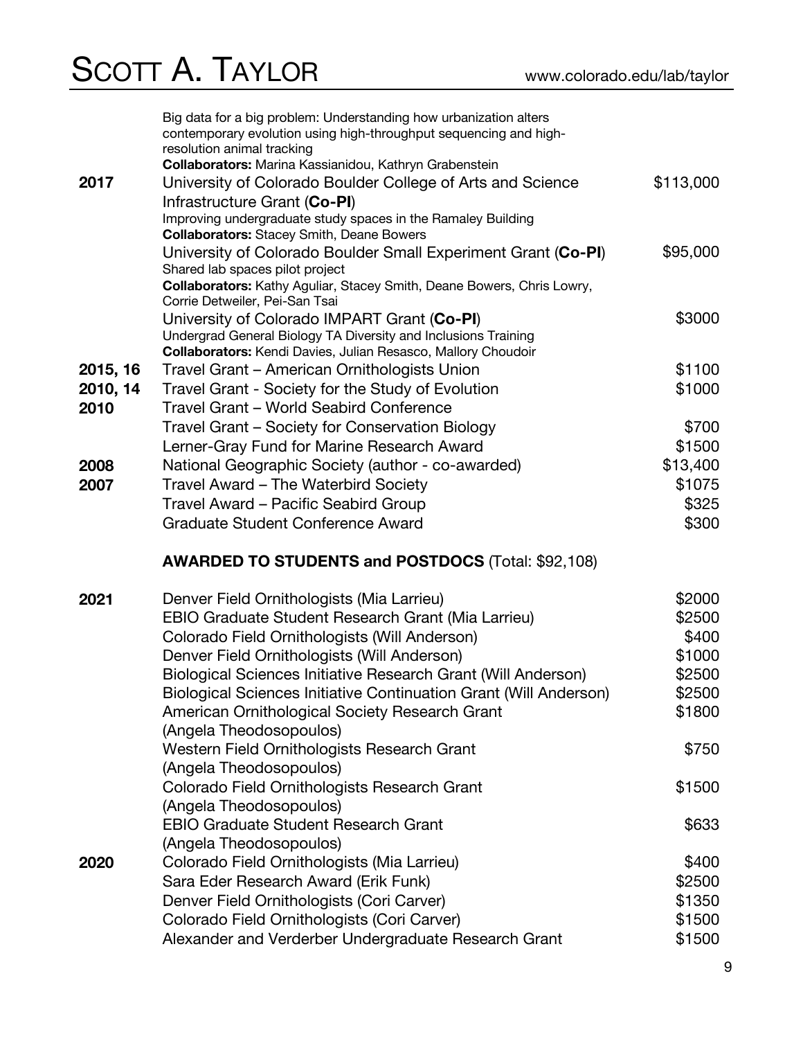| | | |
|---|---|---|
| | Big data for a big problem: Understanding how urbanization alters contemporary evolution using high-throughput sequencing and high-resolution animal tracking<br>**Collaborators:** Marina Kassianidou, Kathryn Grabenstein | |
| **2017** | University of Colorado Boulder College of Arts and Science Infrastructure Grant (**Co-PI**)<br>Improving undergraduate study spaces in the Ramaley Building<br>**Collaborators:** Stacey Smith, Deane Bowers | $113,000 |
| | University of Colorado Boulder Small Experiment Grant (**Co-PI**)<br>Shared lab spaces pilot project<br>**Collaborators:** Kathy Aguliar, Stacey Smith, Deane Bowers, Chris Lowry, Corrie Detweiler, Pei-San Tsai | $95,000 |
| | University of Colorado IMPART Grant (**Co-PI**)<br>Undergrad General Biology TA Diversity and Inclusions Training<br>**Collaborators:** Kendi Davies, Julian Resasco, Mallory Choudoir | $3000 |
| **2015, 16** | Travel Grant – American Ornithologists Union | $1100 |
| **2010, 14** | Travel Grant - Society for the Study of Evolution | $1000 |
| **2010** | Travel Grant – World Seabird Conference | |
| | Travel Grant – Society for Conservation Biology | $700 |
| | Lerner-Gray Fund for Marine Research Award | $1500 |
| **2008** | National Geographic Society (author - co-awarded) | $13,400 |
| **2007** | Travel Award – The Waterbird Society | $1075 |
| | Travel Award – Pacific Seabird Group | $325 |
| | Graduate Student Conference Award | $300 |

**AWARDED TO STUDENTS and POSTDOCS** (Total: $92,108)

| | | |
|---|---|---|
| **2021** | Denver Field Ornithologists (Mia Larrieu) | $2000 |
| | EBIO Graduate Student Research Grant (Mia Larrieu) | $2500 |
| | Colorado Field Ornithologists (Will Anderson) | $400 |
| | Denver Field Ornithologists (Will Anderson) | $1000 |
| | Biological Sciences Initiative Research Grant (Will Anderson) | $2500 |
| | Biological Sciences Initiative Continuation Grant (Will Anderson) | $2500 |
| | American Ornithological Society Research Grant (Angela Theodosopoulos) | $1800 |
| | Western Field Ornithologists Research Grant (Angela Theodosopoulos) | $750 |
| | Colorado Field Ornithologists Research Grant (Angela Theodosopoulos) | $1500 |
| | EBIO Graduate Student Research Grant (Angela Theodosopoulos) | $633 |
| **2020** | Colorado Field Ornithologists (Mia Larrieu) | $400 |
| | Sara Eder Research Award (Erik Funk) | $2500 |
| | Denver Field Ornithologists (Cori Carver) | $1350 |
| | Colorado Field Ornithologists (Cori Carver) | $1500 |
| | Alexander and Verderber Undergraduate Research Grant | $1500 |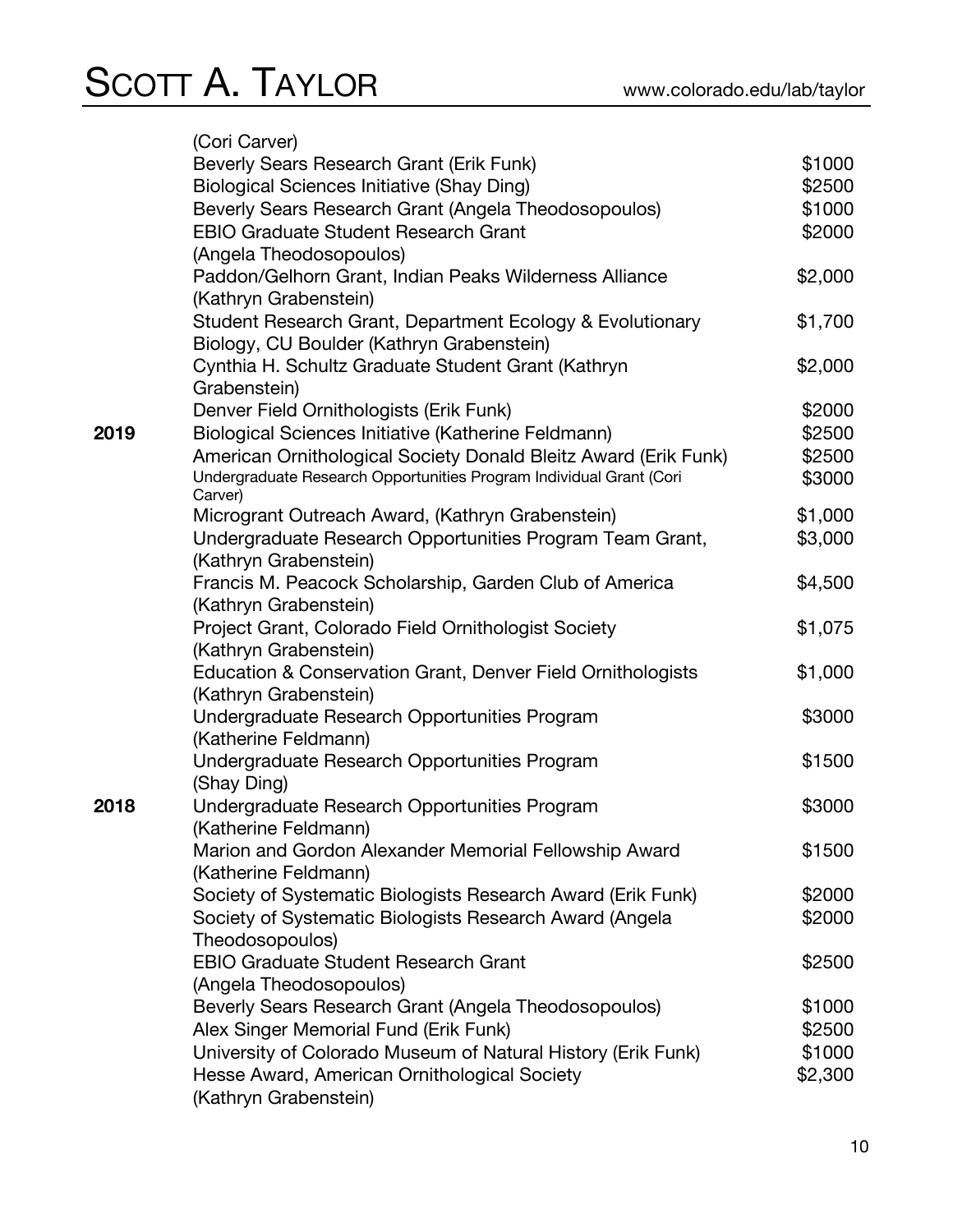| | | |
|---|---|---|
| | (Cori Carver) | |
| | Beverly Sears Research Grant (Erik Funk) | $1000 |
| | Biological Sciences Initiative (Shay Ding) | $2500 |
| | Beverly Sears Research Grant (Angela Theodosopoulos) | $1000 |
| | EBIO Graduate Student Research Grant (Angela Theodosopoulos) | $2000 |
| | Paddon/Gelhorn Grant, Indian Peaks Wilderness Alliance (Kathryn Grabenstein) | $2,000 |
| | Student Research Grant, Department Ecology & Evolutionary Biology, CU Boulder (Kathryn Grabenstein) | $1,700 |
| | Cynthia H. Schultz Graduate Student Grant (Kathryn Grabenstein) | $2,000 |
| | Denver Field Ornithologists (Erik Funk) | $2000 |
| **2019** | Biological Sciences Initiative (Katherine Feldmann) | $2500 |
| | American Ornithological Society Donald Bleitz Award (Erik Funk) | $2500 |
| | Undergraduate Research Opportunities Program Individual Grant (Cori Carver) | $3000 |
| | Microgrant Outreach Award, (Kathryn Grabenstein) | $1,000 |
| | Undergraduate Research Opportunities Program Team Grant, (Kathryn Grabenstein) | $3,000 |
| | Francis M. Peacock Scholarship, Garden Club of America (Kathryn Grabenstein) | $4,500 |
| | Project Grant, Colorado Field Ornithologist Society (Kathryn Grabenstein) | $1,075 |
| | Education & Conservation Grant, Denver Field Ornithologists (Kathryn Grabenstein) | $1,000 |
| | Undergraduate Research Opportunities Program (Katherine Feldmann) | $3000 |
| | Undergraduate Research Opportunities Program (Shay Ding) | $1500 |
| **2018** | Undergraduate Research Opportunities Program (Katherine Feldmann) | $3000 |
| | Marion and Gordon Alexander Memorial Fellowship Award (Katherine Feldmann) | $1500 |
| | Society of Systematic Biologists Research Award (Erik Funk) | $2000 |
| | Society of Systematic Biologists Research Award (Angela Theodosopoulos) | $2000 |
| | EBIO Graduate Student Research Grant (Angela Theodosopoulos) | $2500 |
| | Beverly Sears Research Grant (Angela Theodosopoulos) | $1000 |
| | Alex Singer Memorial Fund (Erik Funk) | $2500 |
| | University of Colorado Museum of Natural History (Erik Funk) | $1000 |
| | Hesse Award, American Ornithological Society (Kathryn Grabenstein) | $2,300 |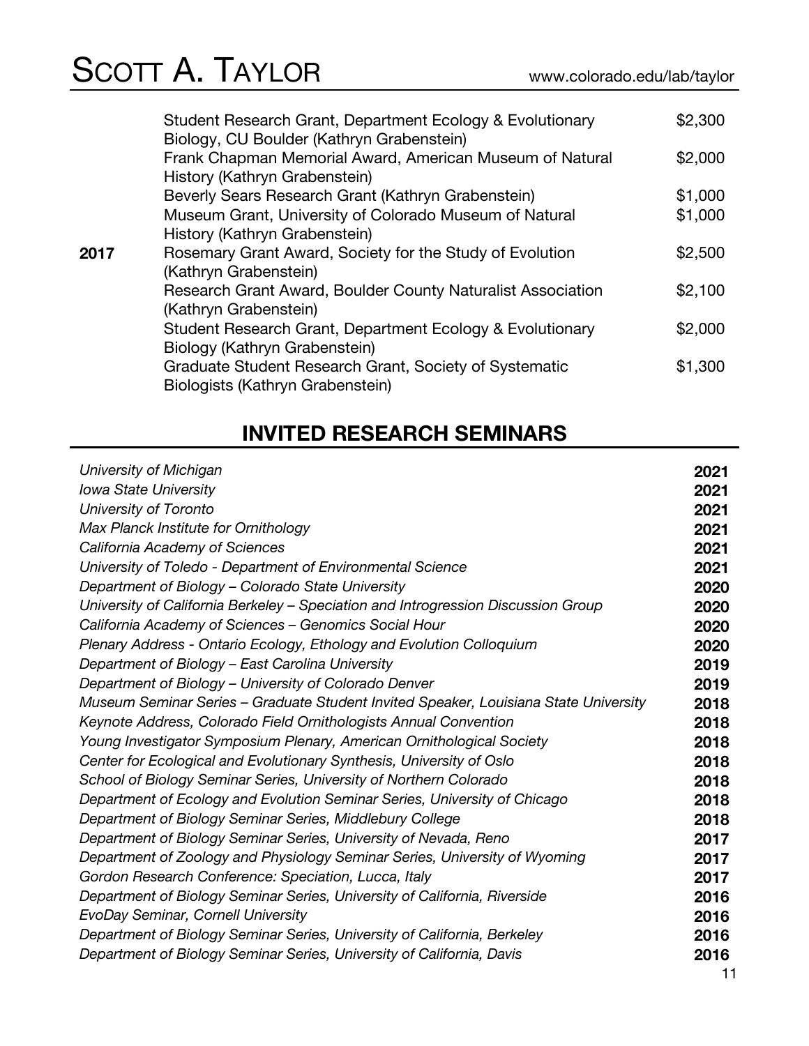| | | |
|---|---|---|
| | Student Research Grant, Department Ecology & Evolutionary Biology, CU Boulder (Kathryn Grabenstein) | $2,300 |
| | Frank Chapman Memorial Award, American Museum of Natural History (Kathryn Grabenstein) | $2,000 |
| | Beverly Sears Research Grant (Kathryn Grabenstein) | $1,000 |
| | Museum Grant, University of Colorado Museum of Natural History (Kathryn Grabenstein) | $1,000 |
| **2017** | Rosemary Grant Award, Society for the Study of Evolution (Kathryn Grabenstein) | $2,500 |
| | Research Grant Award, Boulder County Naturalist Association (Kathryn Grabenstein) | $2,100 |
| | Student Research Grant, Department Ecology & Evolutionary Biology (Kathryn Grabenstein) | $2,000 |
| | Graduate Student Research Grant, Society of Systematic Biologists (Kathryn Grabenstein) | $1,300 |

## INVITED RESEARCH SEMINARS

| | |
|---|---|
| *University of Michigan* | **2021** |
| *Iowa State University* | **2021** |
| *University of Toronto* | **2021** |
| *Max Planck Institute for Ornithology* | **2021** |
| *California Academy of Sciences* | **2021** |
| *University of Toledo - Department of Environmental Science* | **2021** |
| *Department of Biology – Colorado State University* | **2020** |
| *University of California Berkeley – Speciation and Introgression Discussion Group* | **2020** |
| *California Academy of Sciences – Genomics Social Hour* | **2020** |
| *Plenary Address - Ontario Ecology, Ethology and Evolution Colloquium* | **2020** |
| *Department of Biology – East Carolina University* | **2019** |
| *Department of Biology – University of Colorado Denver* | **2019** |
| *Museum Seminar Series – Graduate Student Invited Speaker, Louisiana State University* | **2018** |
| *Keynote Address, Colorado Field Ornithologists Annual Convention* | **2018** |
| *Young Investigator Symposium Plenary, American Ornithological Society* | **2018** |
| *Center for Ecological and Evolutionary Synthesis, University of Oslo* | **2018** |
| *School of Biology Seminar Series, University of Northern Colorado* | **2018** |
| *Department of Ecology and Evolution Seminar Series, University of Chicago* | **2018** |
| *Department of Biology Seminar Series, Middlebury College* | **2018** |
| *Department of Biology Seminar Series, University of Nevada, Reno* | **2017** |
| *Department of Zoology and Physiology Seminar Series, University of Wyoming* | **2017** |
| *Gordon Research Conference: Speciation, Lucca, Italy* | **2017** |
| *Department of Biology Seminar Series, University of California, Riverside* | **2016** |
| *EvoDay Seminar, Cornell University* | **2016** |
| *Department of Biology Seminar Series, University of California, Berkeley* | **2016** |
| *Department of Biology Seminar Series, University of California, Davis* | **2016** |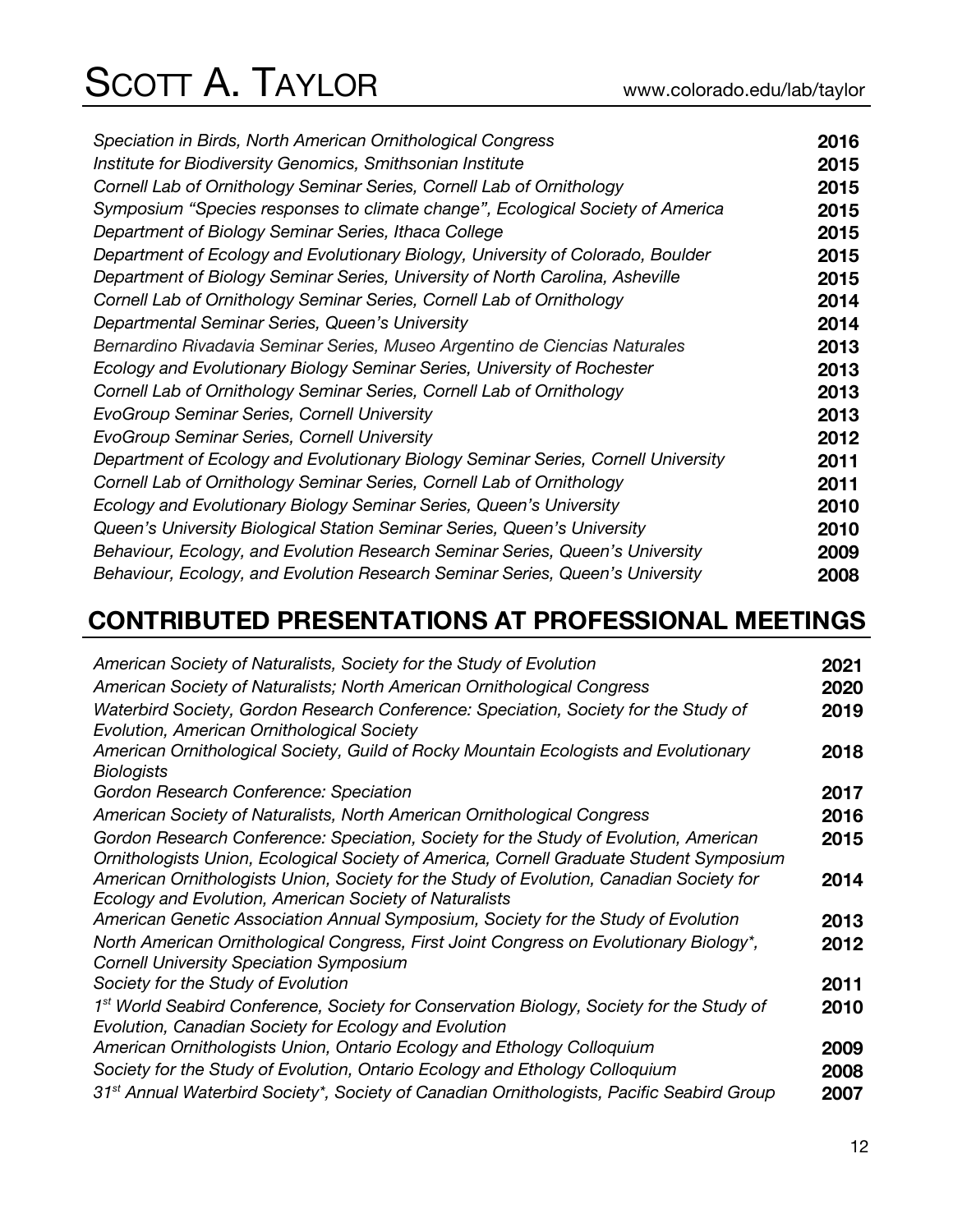| | |
|---|---|
| *Speciation in Birds, North American Ornithological Congress* | **2016** |
| *Institute for Biodiversity Genomics, Smithsonian Institute* | **2015** |
| *Cornell Lab of Ornithology Seminar Series, Cornell Lab of Ornithology* | **2015** |
| *Symposium "Species responses to climate change", Ecological Society of America* | **2015** |
| *Department of Biology Seminar Series, Ithaca College* | **2015** |
| *Department of Ecology and Evolutionary Biology, University of Colorado, Boulder* | **2015** |
| *Department of Biology Seminar Series, University of North Carolina, Asheville* | **2015** |
| *Cornell Lab of Ornithology Seminar Series, Cornell Lab of Ornithology* | **2014** |
| *Departmental Seminar Series, Queen's University* | **2014** |
| *Bernardino Rivadavia Seminar Series, Museo Argentino de Ciencias Naturales* | **2013** |
| *Ecology and Evolutionary Biology Seminar Series, University of Rochester* | **2013** |
| *Cornell Lab of Ornithology Seminar Series, Cornell Lab of Ornithology* | **2013** |
| *EvoGroup Seminar Series, Cornell University* | **2013** |
| *EvoGroup Seminar Series, Cornell University* | **2012** |
| *Department of Ecology and Evolutionary Biology Seminar Series, Cornell University* | **2011** |
| *Cornell Lab of Ornithology Seminar Series, Cornell Lab of Ornithology* | **2011** |
| *Ecology and Evolutionary Biology Seminar Series, Queen's University* | **2010** |
| *Queen's University Biological Station Seminar Series, Queen's University* | **2010** |
| *Behaviour, Ecology, and Evolution Research Seminar Series, Queen's University* | **2009** |
| *Behaviour, Ecology, and Evolution Research Seminar Series, Queen's University* | **2008** |

## CONTRIBUTED PRESENTATIONS AT PROFESSIONAL MEETINGS

| | |
|---|---|
| *American Society of Naturalists, Society for the Study of Evolution* | **2021** |
| *American Society of Naturalists; North American Ornithological Congress* | **2020** |
| *Waterbird Society, Gordon Research Conference: Speciation, Society for the Study of Evolution, American Ornithological Society* | **2019** |
| *American Ornithological Society, Guild of Rocky Mountain Ecologists and Evolutionary Biologists* | **2018** |
| *Gordon Research Conference: Speciation* | **2017** |
| *American Society of Naturalists, North American Ornithological Congress* | **2016** |
| *Gordon Research Conference: Speciation, Society for the Study of Evolution, American Ornithologists Union, Ecological Society of America, Cornell Graduate Student Symposium* | **2015** |
| *American Ornithologists Union, Society for the Study of Evolution, Canadian Society for Ecology and Evolution, American Society of Naturalists* | **2014** |
| *American Genetic Association Annual Symposium, Society for the Study of Evolution* | **2013** |
| *North American Ornithological Congress, First Joint Congress on Evolutionary Biology*, Cornell University Speciation Symposium* | **2012** |
| *Society for the Study of Evolution* | **2011** |
| *1st World Seabird Conference, Society for Conservation Biology, Society for the Study of Evolution, Canadian Society for Ecology and Evolution* | **2010** |
| *American Ornithologists Union, Ontario Ecology and Ethology Colloquium* | **2009** |
| *Society for the Study of Evolution, Ontario Ecology and Ethology Colloquium* | **2008** |
| *31st Annual Waterbird Society*, Society of Canadian Ornithologists, Pacific Seabird Group* | **2007** |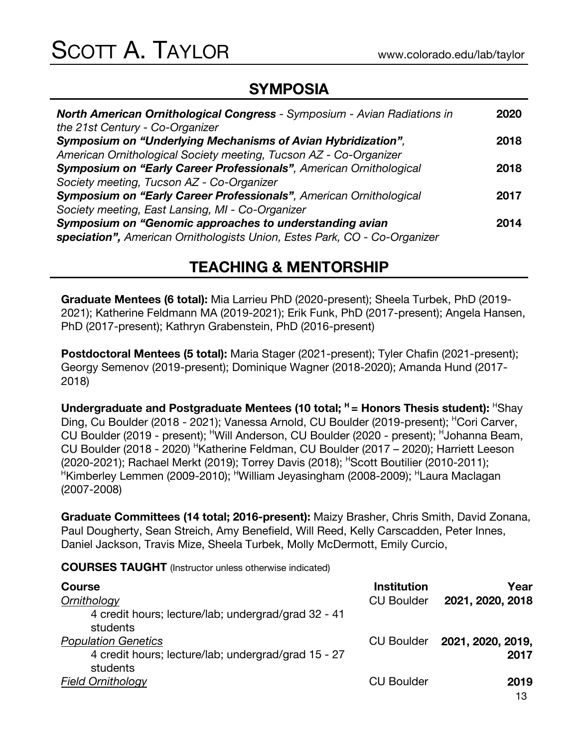## SYMPOSIA

| | |
|---|---|
| ***North American Ornithological Congress*** *- Symposium - Avian Radiations in the 21st Century - Co-Organizer* | **2020** |
| ***Symposium on "Underlying Mechanisms of Avian Hybridization",*** *American Ornithological Society meeting, Tucson AZ - Co-Organizer* | **2018** |
| ***Symposium on "Early Career Professionals"****, American Ornithological Society meeting, Tucson AZ - Co-Organizer* | **2018** |
| ***Symposium on "Early Career Professionals"****, American Ornithological Society meeting, East Lansing, MI - Co-Organizer* | **2017** |
| ***Symposium on "Genomic approaches to understanding avian speciation",*** *American Ornithologists Union, Estes Park, CO - Co-Organizer* | **2014** |

## TEACHING & MENTORSHIP

**Graduate Mentees (6 total):** Mia Larrieu PhD (2020-present); Sheela Turbek, PhD (2019-2021); Katherine Feldmann MA (2019-2021); Erik Funk, PhD (2017-present); Angela Hansen, PhD (2017-present); Kathryn Grabenstein, PhD (2016-present)

**Postdoctoral Mentees (5 total):** Maria Stager (2021-present); Tyler Chafin (2021-present); Georgy Semenov (2019-present); Dominique Wagner (2018-2020); Amanda Hund (2017-2018)

**Undergraduate and Postgraduate Mentees (10 total; [H] = Honors Thesis student):** [H]Shay Ding, Cu Boulder (2018 - 2021); Vanessa Arnold, CU Boulder (2019-present); [H]Cori Carver, CU Boulder (2019 - present); [H]Will Anderson, CU Boulder (2020 - present); [H]Johanna Beam, CU Boulder (2018 - 2020) [H]Katherine Feldman, CU Boulder (2017 – 2020); Harriett Leeson (2020-2021); Rachael Merkt (2019); Torrey Davis (2018); [H]Scott Boutilier (2010-2011); [H]Kimberley Lemmen (2009-2010); [H]William Jeyasingham (2008-2009); [H]Laura Maclagan (2007-2008)

**Graduate Committees (14 total; 2016-present):** Maizy Brasher, Chris Smith, David Zonana, Paul Dougherty, Sean Streich, Amy Benefield, Will Reed, Kelly Carscadden, Peter Innes, Daniel Jackson, Travis Mize, Sheela Turbek, Molly McDermott, Emily Curcio,

**COURSES TAUGHT** (Instructor unless otherwise indicated)

| Course | Institution | Year |
|---|---|---|
| *Ornithology*<br>4 credit hours; lecture/lab; undergrad/grad 32 - 41 students | CU Boulder | **2021, 2020, 2018** |
| *Population Genetics*<br>4 credit hours; lecture/lab; undergrad/grad 15 - 27 students | CU Boulder | **2021, 2020, 2019, 2017** |
| *Field Ornithology* | CU Boulder | **2019** |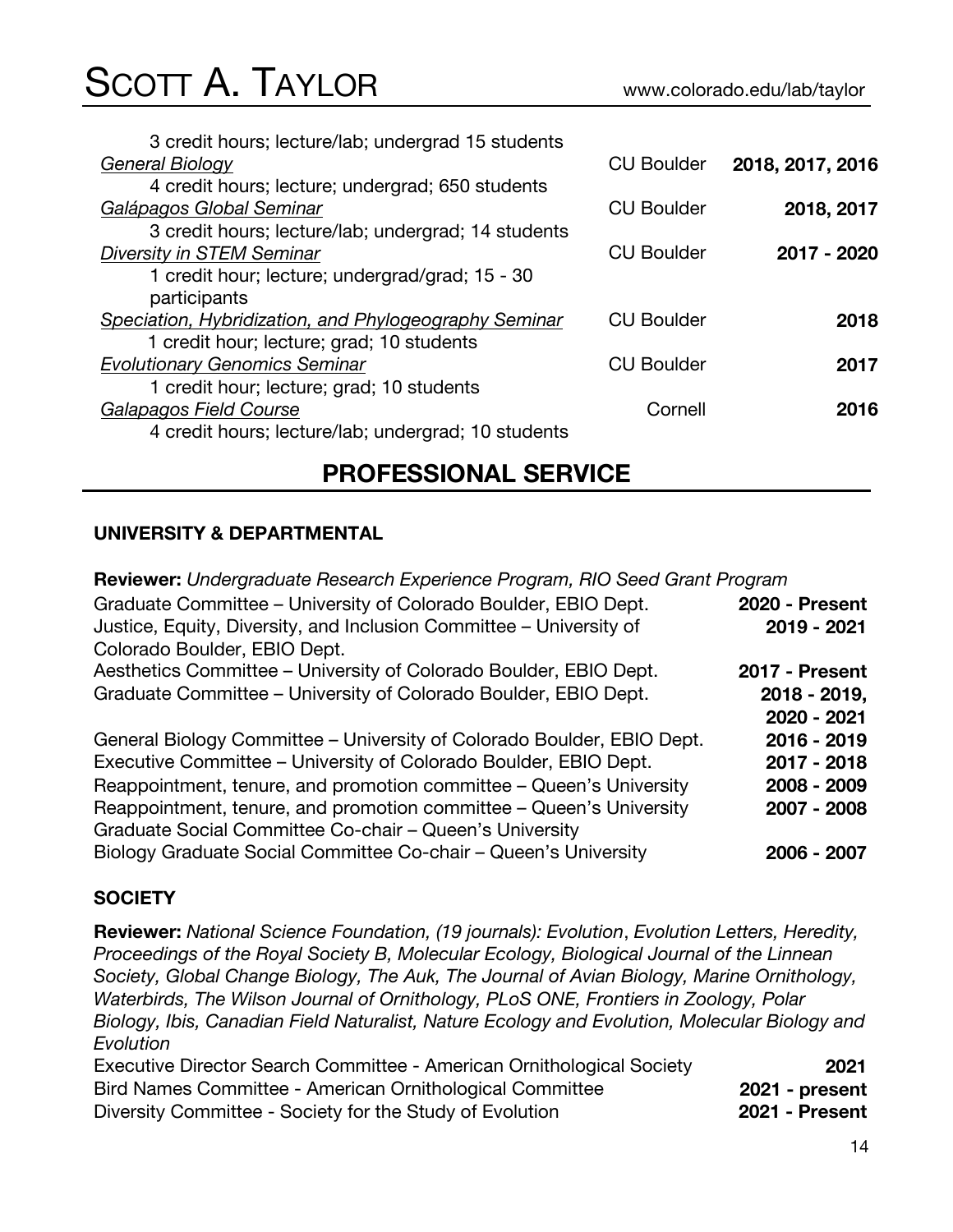3 credit hours; lecture/lab; undergrad 15 students

| | | |
|---|---|---|
| <u>*General Biology*</u><br>4 credit hours; lecture; undergrad; 650 students | CU Boulder | **2018, 2017, 2016** |
| <u>*Galápagos Global Seminar*</u><br>3 credit hours; lecture/lab; undergrad; 14 students | CU Boulder | **2018, 2017** |
| <u>*Diversity in STEM Seminar*</u><br>1 credit hour; lecture; undergrad/grad; 15 - 30 participants | CU Boulder | **2017 - 2020** |
| <u>*Speciation, Hybridization, and Phylogeography Seminar*</u><br>1 credit hour; lecture; grad; 10 students | CU Boulder | **2018** |
| <u>*Evolutionary Genomics Seminar*</u><br>1 credit hour; lecture; grad; 10 students | CU Boulder | **2017** |
| <u>*Galapagos Field Course*</u><br>4 credit hours; lecture/lab; undergrad; 10 students | Cornell | **2016** |

## PROFESSIONAL SERVICE

### UNIVERSITY & DEPARTMENTAL

**Reviewer:** *Undergraduate Research Experience Program, RIO Seed Grant Program*

| | |
|---|---|
| Graduate Committee – University of Colorado Boulder, EBIO Dept. | **2020 - Present** |
| Justice, Equity, Diversity, and Inclusion Committee – University of Colorado Boulder, EBIO Dept. | **2019 - 2021** |
| Aesthetics Committee – University of Colorado Boulder, EBIO Dept. | **2017 - Present** |
| Graduate Committee – University of Colorado Boulder, EBIO Dept. | **2018 - 2019, 2020 - 2021** |
| General Biology Committee – University of Colorado Boulder, EBIO Dept. | **2016 - 2019** |
| Executive Committee – University of Colorado Boulder, EBIO Dept. | **2017 - 2018** |
| Reappointment, tenure, and promotion committee – Queen's University | **2008 - 2009** |
| Reappointment, tenure, and promotion committee – Queen's University | **2007 - 2008** |
| Graduate Social Committee Co-chair – Queen's University | |
| Biology Graduate Social Committee Co-chair – Queen's University | **2006 - 2007** |

### SOCIETY

**Reviewer:** *National Science Foundation, (19 journals): Evolution*, *Evolution Letters, Heredity, Proceedings of the Royal Society B, Molecular Ecology, Biological Journal of the Linnean Society, Global Change Biology, The Auk, The Journal of Avian Biology, Marine Ornithology, Waterbirds, The Wilson Journal of Ornithology, PLoS ONE, Frontiers in Zoology, Polar Biology, Ibis, Canadian Field Naturalist, Nature Ecology and Evolution, Molecular Biology and Evolution*

| | |
|---|---|
| Executive Director Search Committee - American Ornithological Society | **2021** |
| Bird Names Committee - American Ornithological Committee | **2021 - present** |
| Diversity Committee - Society for the Study of Evolution | **2021 - Present** |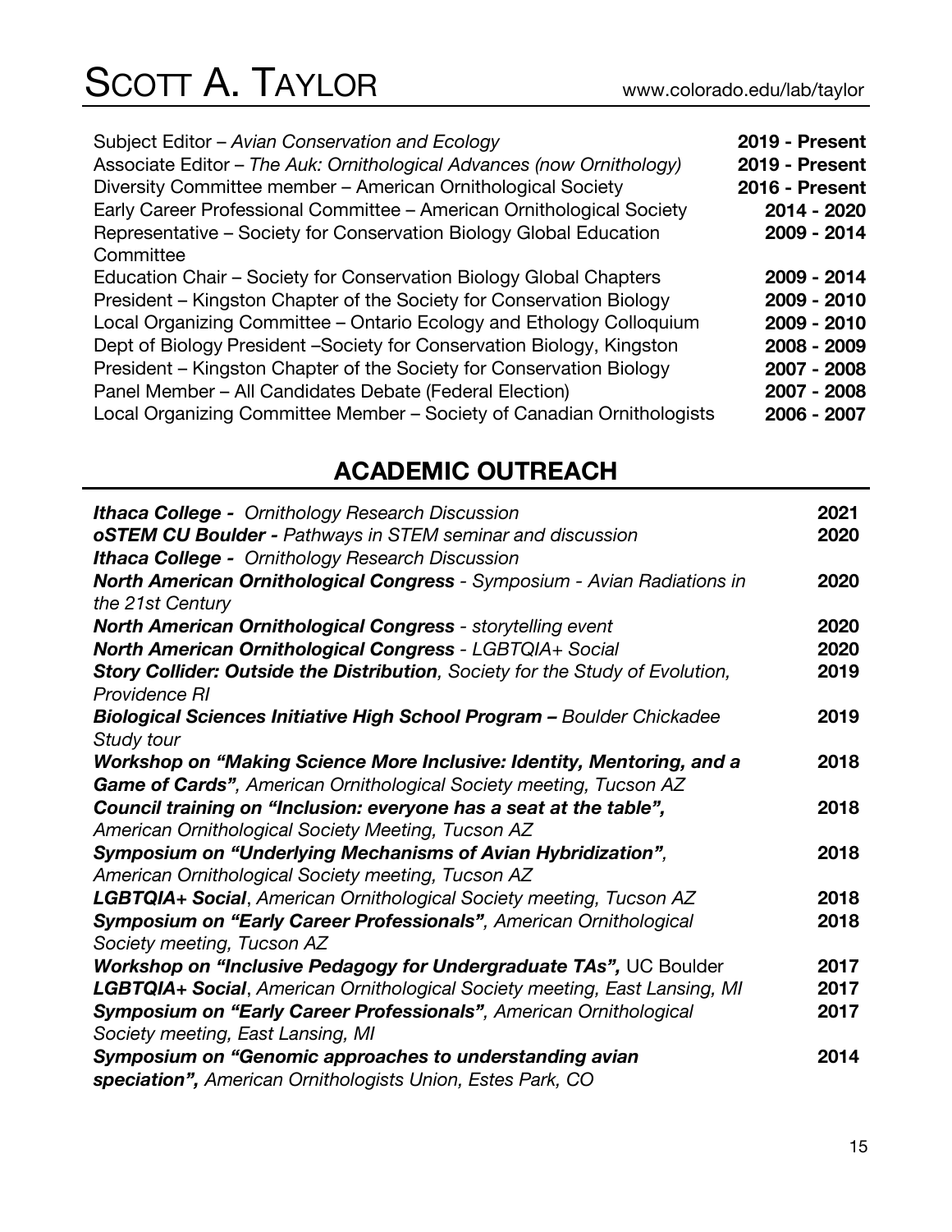| | |
|---|---|
| Subject Editor – *Avian Conservation and Ecology* | **2019 - Present** |
| Associate Editor – *The Auk: Ornithological Advances (now Ornithology)* | **2019 - Present** |
| Diversity Committee member – American Ornithological Society | **2016 - Present** |
| Early Career Professional Committee – American Ornithological Society | **2014 - 2020** |
| Representative – Society for Conservation Biology Global Education Committee | **2009 - 2014** |
| Education Chair – Society for Conservation Biology Global Chapters | **2009 - 2014** |
| President – Kingston Chapter of the Society for Conservation Biology | **2009 - 2010** |
| Local Organizing Committee – Ontario Ecology and Ethology Colloquium | **2009 - 2010** |
| Dept of Biology President –Society for Conservation Biology, Kingston | **2008 - 2009** |
| President – Kingston Chapter of the Society for Conservation Biology | **2007 - 2008** |
| Panel Member – All Candidates Debate (Federal Election) | **2007 - 2008** |
| Local Organizing Committee Member – Society of Canadian Ornithologists | **2006 - 2007** |

## ACADEMIC OUTREACH

| | |
|---|---|
| ***Ithaca College -*** *Ornithology Research Discussion* | **2021** |
| ***oSTEM CU Boulder -*** *Pathways in STEM seminar and discussion* | **2020** |
| ***Ithaca College -*** *Ornithology Research Discussion* | |
| ***North American Ornithological Congress*** *- Symposium - Avian Radiations in the 21st Century* | **2020** |
| ***North American Ornithological Congress*** *- storytelling event* | **2020** |
| ***North American Ornithological Congress*** *- LGBTQIA+ Social* | **2020** |
| ***Story Collider: Outside the Distribution****, Society for the Study of Evolution, Providence RI* | **2019** |
| ***Biological Sciences Initiative High School Program –*** *Boulder Chickadee Study tour* | **2019** |
| ***Workshop on "Making Science More Inclusive: Identity, Mentoring, and a Game of Cards"****, American Ornithological Society meeting, Tucson AZ* | **2018** |
| ***Council training on "Inclusion: everyone has a seat at the table",*** *American Ornithological Society Meeting, Tucson AZ* | **2018** |
| ***Symposium on "Underlying Mechanisms of Avian Hybridization"****, American Ornithological Society meeting, Tucson AZ* | **2018** |
| ***LGBTQIA+ Social****, American Ornithological Society meeting, Tucson AZ* | **2018** |
| ***Symposium on "Early Career Professionals"****, American Ornithological Society meeting, Tucson AZ* | **2018** |
| ***Workshop on "Inclusive Pedagogy for Undergraduate TAs",*** UC Boulder | **2017** |
| ***LGBTQIA+ Social****, American Ornithological Society meeting, East Lansing, MI* | **2017** |
| ***Symposium on "Early Career Professionals"****, American Ornithological Society meeting, East Lansing, MI* | **2017** |
| ***Symposium on "Genomic approaches to understanding avian speciation",*** *American Ornithologists Union, Estes Park, CO* | **2014** |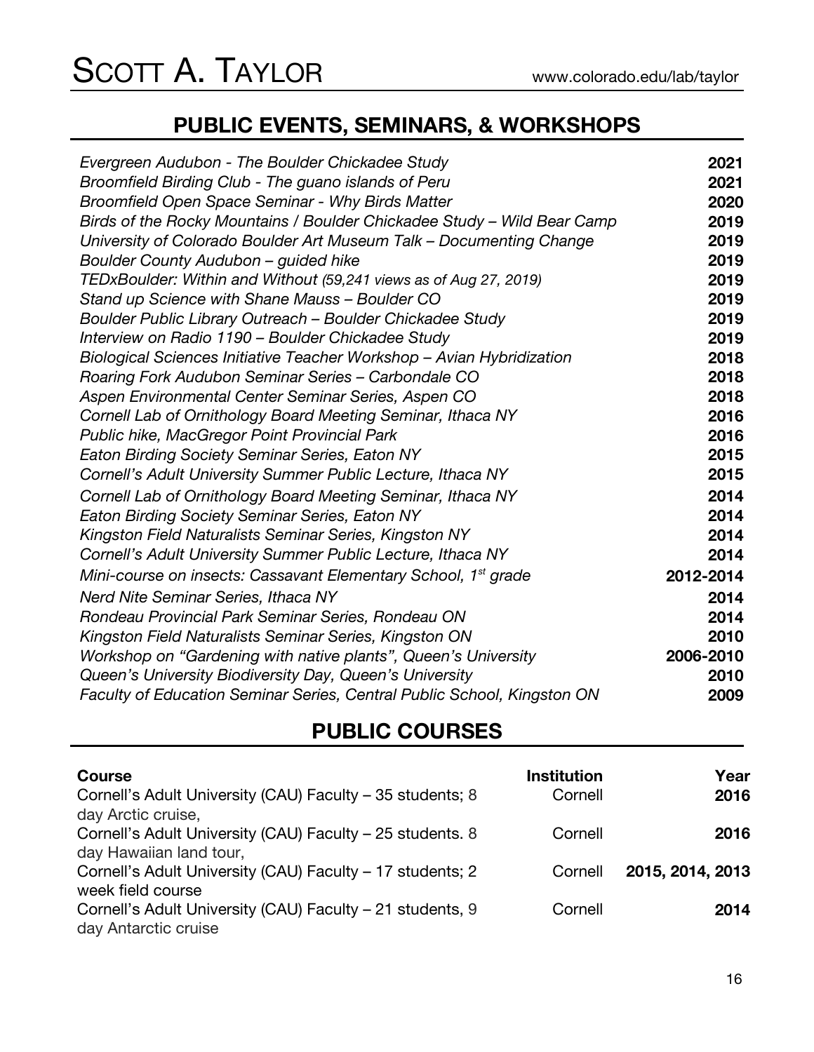## PUBLIC EVENTS, SEMINARS, & WORKSHOPS

| | |
|---|---|
| *Evergreen Audubon - The Boulder Chickadee Study* | **2021** |
| *Broomfield Birding Club - The guano islands of Peru* | **2021** |
| *Broomfield Open Space Seminar - Why Birds Matter* | **2020** |
| *Birds of the Rocky Mountains / Boulder Chickadee Study – Wild Bear Camp* | **2019** |
| *University of Colorado Boulder Art Museum Talk – Documenting Change* | **2019** |
| *Boulder County Audubon – guided hike* | **2019** |
| *TEDxBoulder: Within and Without (59,241 views as of Aug 27, 2019)* | **2019** |
| *Stand up Science with Shane Mauss – Boulder CO* | **2019** |
| *Boulder Public Library Outreach – Boulder Chickadee Study* | **2019** |
| *Interview on Radio 1190 – Boulder Chickadee Study* | **2019** |
| *Biological Sciences Initiative Teacher Workshop – Avian Hybridization* | **2018** |
| *Roaring Fork Audubon Seminar Series – Carbondale CO* | **2018** |
| *Aspen Environmental Center Seminar Series, Aspen CO* | **2018** |
| *Cornell Lab of Ornithology Board Meeting Seminar, Ithaca NY* | **2016** |
| *Public hike, MacGregor Point Provincial Park* | **2016** |
| *Eaton Birding Society Seminar Series, Eaton NY* | **2015** |
| *Cornell's Adult University Summer Public Lecture, Ithaca NY* | **2015** |
| *Cornell Lab of Ornithology Board Meeting Seminar, Ithaca NY* | **2014** |
| *Eaton Birding Society Seminar Series, Eaton NY* | **2014** |
| *Kingston Field Naturalists Seminar Series, Kingston NY* | **2014** |
| *Cornell's Adult University Summer Public Lecture, Ithaca NY* | **2014** |
| *Mini-course on insects: Cassavant Elementary School, 1st grade* | **2012-2014** |
| *Nerd Nite Seminar Series, Ithaca NY* | **2014** |
| *Rondeau Provincial Park Seminar Series, Rondeau ON* | **2014** |
| *Kingston Field Naturalists Seminar Series, Kingston ON* | **2010** |
| *Workshop on "Gardening with native plants", Queen's University* | **2006-2010** |
| *Queen's University Biodiversity Day, Queen's University* | **2010** |
| *Faculty of Education Seminar Series, Central Public School, Kingston ON* | **2009** |

## PUBLIC COURSES

| **Course** | **Institution** | **Year** |
|---|---|---|
| Cornell's Adult University (CAU) Faculty – 35 students; 8 day Arctic cruise, | Cornell | **2016** |
| Cornell's Adult University (CAU) Faculty – 25 students. 8 day Hawaiian land tour, | Cornell | **2016** |
| Cornell's Adult University (CAU) Faculty – 17 students; 2 week field course | Cornell | **2015, 2014, 2013** |
| Cornell's Adult University (CAU) Faculty – 21 students, 9 day Antarctic cruise | Cornell | **2014** |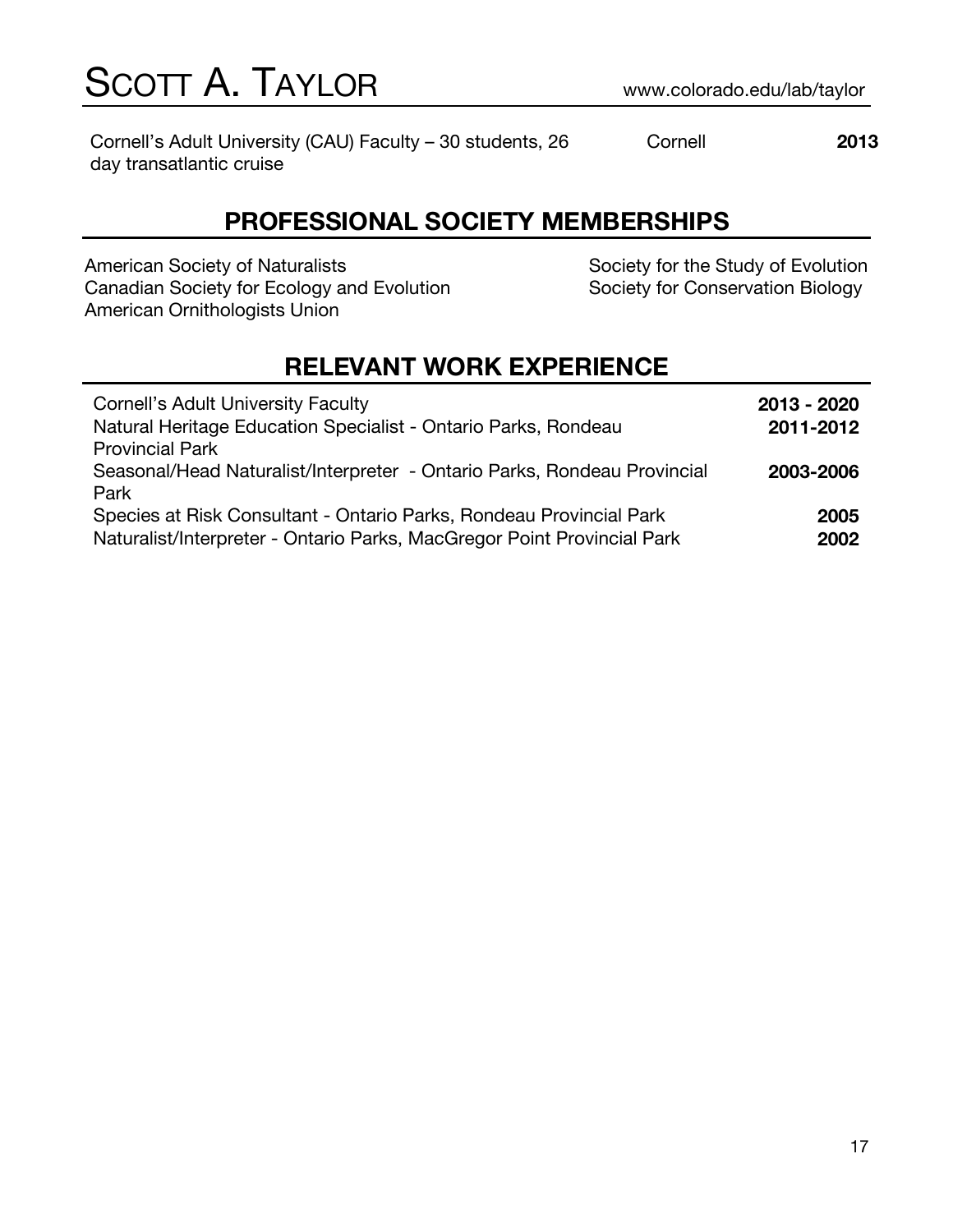| | | |
|---|---|---|
| Cornell's Adult University (CAU) Faculty – 30 students, 26 day transatlantic cruise | Cornell | **2013** |

## PROFESSIONAL SOCIETY MEMBERSHIPS

American Society of Naturalists
Canadian Society for Ecology and Evolution
American Ornithologists Union
Society for the Study of Evolution
Society for Conservation Biology

## RELEVANT WORK EXPERIENCE

| | |
|---|---|
| Cornell's Adult University Faculty | **2013 - 2020** |
| Natural Heritage Education Specialist - Ontario Parks, Rondeau Provincial Park | **2011-2012** |
| Seasonal/Head Naturalist/Interpreter - Ontario Parks, Rondeau Provincial Park | **2003-2006** |
| Species at Risk Consultant - Ontario Parks, Rondeau Provincial Park | **2005** |
| Naturalist/Interpreter - Ontario Parks, MacGregor Point Provincial Park | **2002** |